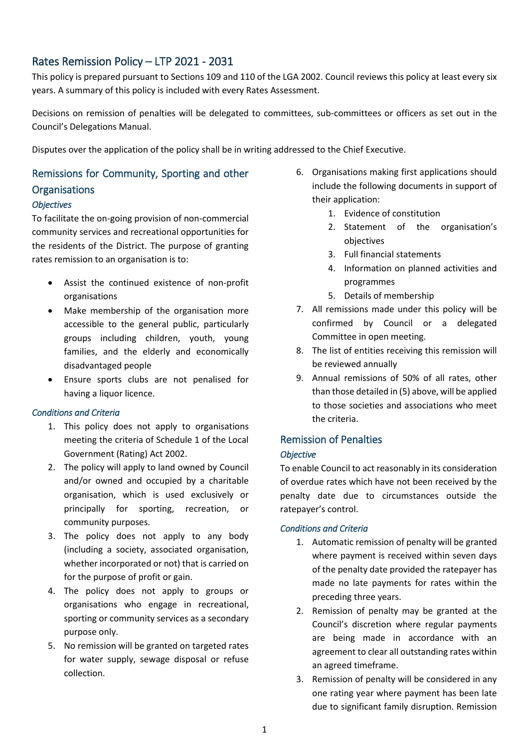# Rates Remission Policy – LTP 2021 - 2031

This policy is prepared pursuant to Sections 109 and 110 of the LGA 2002. Council reviews this policy at least every six years. A summary of this policy is included with every Rates Assessment.

Decisions on remission of penalties will be delegated to committees, sub-committees or officers as set out in the Council's Delegations Manual.

Disputes over the application of the policy shall be in writing addressed to the Chief Executive.

## Remissions for Community, Sporting and other Organisations

### *Objectives*

To facilitate the on-going provision of non-commercial community services and recreational opportunities for the residents of the District. The purpose of granting rates remission to an organisation is to:

- Assist the continued existence of non-profit organisations
- Make membership of the organisation more accessible to the general public, particularly groups including children, youth, young families, and the elderly and economically disadvantaged people
- Ensure sports clubs are not penalised for having a liquor licence.

### *Conditions and Criteria*

1. This policy does not apply to organisations meeting the criteria of Schedule 1 of the Local Government (Rating) Act 2002.
2. The policy will apply to land owned by Council and/or owned and occupied by a charitable organisation, which is used exclusively or principally for sporting, recreation, or community purposes.
3. The policy does not apply to any body (including a society, associated organisation, whether incorporated or not) that is carried on for the purpose of profit or gain.
4. The policy does not apply to groups or organisations who engage in recreational, sporting or community services as a secondary purpose only.
5. No remission will be granted on targeted rates for water supply, sewage disposal or refuse collection.
6. Organisations making first applications should include the following documents in support of their application:
    1. Evidence of constitution
    2. Statement of the organisation's objectives
    3. Full financial statements
    4. Information on planned activities and programmes
    5. Details of membership
7. All remissions made under this policy will be confirmed by Council or a delegated Committee in open meeting.
8. The list of entities receiving this remission will be reviewed annually
9. Annual remissions of 50% of all rates, other than those detailed in (5) above, will be applied to those societies and associations who meet the criteria.

## Remission of Penalties

### *Objective*

To enable Council to act reasonably in its consideration of overdue rates which have not been received by the penalty date due to circumstances outside the ratepayer's control.

### *Conditions and Criteria*

1. Automatic remission of penalty will be granted where payment is received within seven days of the penalty date provided the ratepayer has made no late payments for rates within the preceding three years.
2. Remission of penalty may be granted at the Council's discretion where regular payments are being made in accordance with an agreement to clear all outstanding rates within an agreed timeframe.
3. Remission of penalty will be considered in any one rating year where payment has been late due to significant family disruption. Remission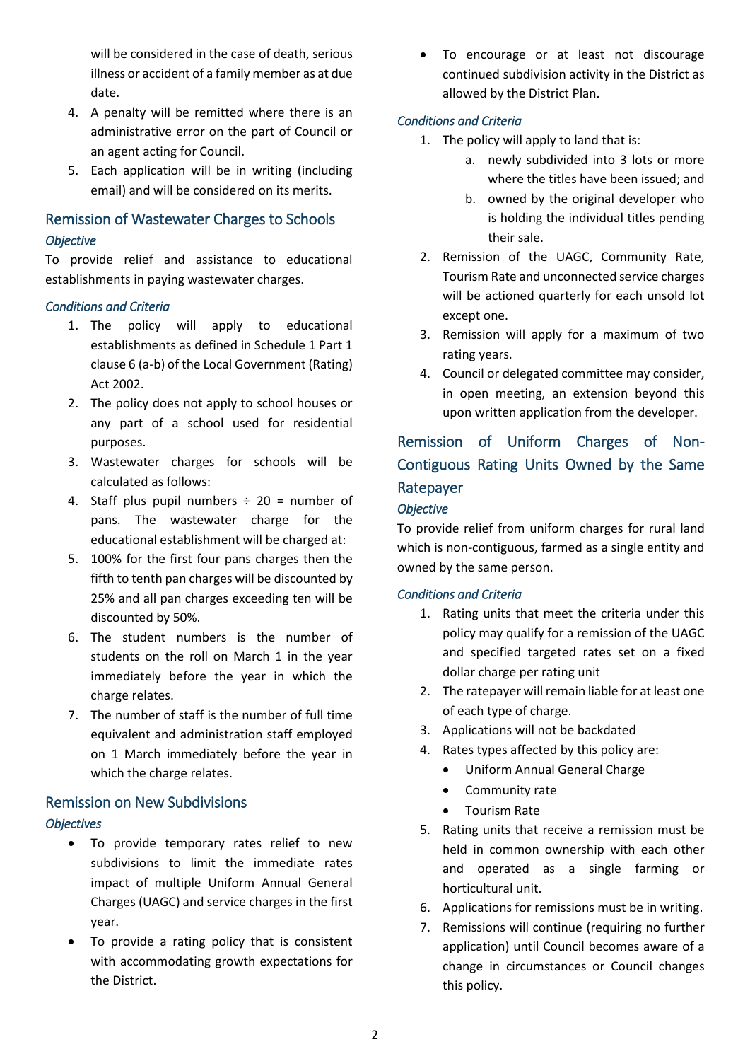will be considered in the case of death, serious illness or accident of a family member as at due date.

4. A penalty will be remitted where there is an administrative error on the part of Council or an agent acting for Council.
5. Each application will be in writing (including email) and will be considered on its merits.

## Remission of Wastewater Charges to Schools

### *Objective*

To provide relief and assistance to educational establishments in paying wastewater charges.

### *Conditions and Criteria*

1. The policy will apply to educational establishments as defined in Schedule 1 Part 1 clause 6 (a-b) of the Local Government (Rating) Act 2002.
2. The policy does not apply to school houses or any part of a school used for residential purposes.
3. Wastewater charges for schools will be calculated as follows:
4. Staff plus pupil numbers ÷ 20 = number of pans. The wastewater charge for the educational establishment will be charged at:
5. 100% for the first four pans charges then the fifth to tenth pan charges will be discounted by 25% and all pan charges exceeding ten will be discounted by 50%.
6. The student numbers is the number of students on the roll on March 1 in the year immediately before the year in which the charge relates.
7. The number of staff is the number of full time equivalent and administration staff employed on 1 March immediately before the year in which the charge relates.

## Remission on New Subdivisions

### *Objectives*

- To provide temporary rates relief to new subdivisions to limit the immediate rates impact of multiple Uniform Annual General Charges (UAGC) and service charges in the first year.
- To provide a rating policy that is consistent with accommodating growth expectations for the District.
- To encourage or at least not discourage continued subdivision activity in the District as allowed by the District Plan.

### *Conditions and Criteria*

1. The policy will apply to land that is:
   a. newly subdivided into 3 lots or more where the titles have been issued; and
   b. owned by the original developer who is holding the individual titles pending their sale.
2. Remission of the UAGC, Community Rate, Tourism Rate and unconnected service charges will be actioned quarterly for each unsold lot except one.
3. Remission will apply for a maximum of two rating years.
4. Council or delegated committee may consider, in open meeting, an extension beyond this upon written application from the developer.

## Remission of Uniform Charges of Non-Contiguous Rating Units Owned by the Same Ratepayer

### *Objective*

To provide relief from uniform charges for rural land which is non-contiguous, farmed as a single entity and owned by the same person.

### *Conditions and Criteria*

1. Rating units that meet the criteria under this policy may qualify for a remission of the UAGC and specified targeted rates set on a fixed dollar charge per rating unit
2. The ratepayer will remain liable for at least one of each type of charge.
3. Applications will not be backdated
4. Rates types affected by this policy are:
   - Uniform Annual General Charge
   - Community rate
   - Tourism Rate
5. Rating units that receive a remission must be held in common ownership with each other and operated as a single farming or horticultural unit.
6. Applications for remissions must be in writing.
7. Remissions will continue (requiring no further application) until Council becomes aware of a change in circumstances or Council changes this policy.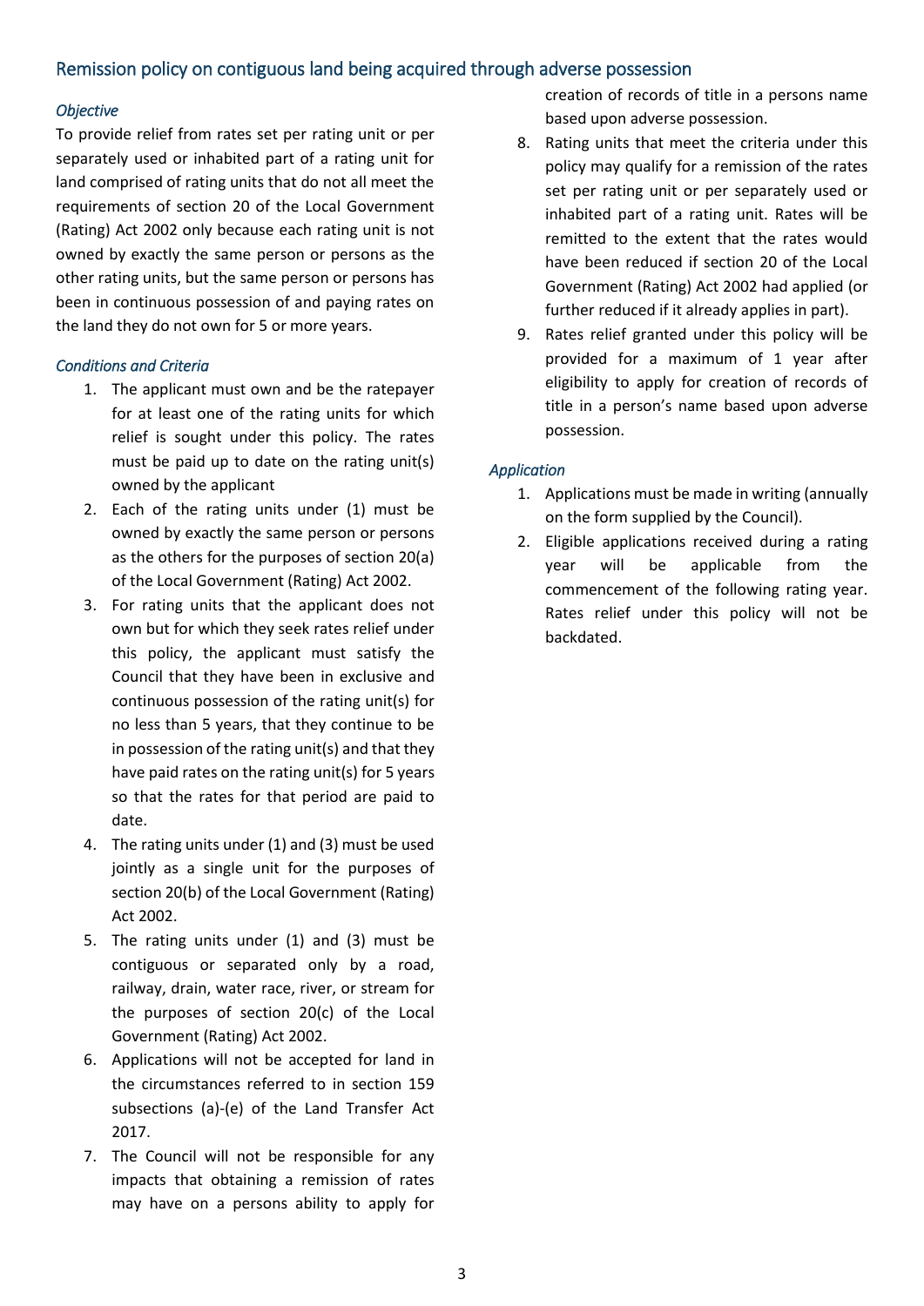## Remission policy on contiguous land being acquired through adverse possession

### *Objective*

To provide relief from rates set per rating unit or per separately used or inhabited part of a rating unit for land comprised of rating units that do not all meet the requirements of section 20 of the Local Government (Rating) Act 2002 only because each rating unit is not owned by exactly the same person or persons as the other rating units, but the same person or persons has been in continuous possession of and paying rates on the land they do not own for 5 or more years.

### *Conditions and Criteria*

1. The applicant must own and be the ratepayer for at least one of the rating units for which relief is sought under this policy. The rates must be paid up to date on the rating unit(s) owned by the applicant
2. Each of the rating units under (1) must be owned by exactly the same person or persons as the others for the purposes of section 20(a) of the Local Government (Rating) Act 2002.
3. For rating units that the applicant does not own but for which they seek rates relief under this policy, the applicant must satisfy the Council that they have been in exclusive and continuous possession of the rating unit(s) for no less than 5 years, that they continue to be in possession of the rating unit(s) and that they have paid rates on the rating unit(s) for 5 years so that the rates for that period are paid to date.
4. The rating units under (1) and (3) must be used jointly as a single unit for the purposes of section 20(b) of the Local Government (Rating) Act 2002.
5. The rating units under (1) and (3) must be contiguous or separated only by a road, railway, drain, water race, river, or stream for the purposes of section 20(c) of the Local Government (Rating) Act 2002.
6. Applications will not be accepted for land in the circumstances referred to in section 159 subsections (a)-(e) of the Land Transfer Act 2017.
7. The Council will not be responsible for any impacts that obtaining a remission of rates may have on a persons ability to apply for creation of records of title in a persons name based upon adverse possession.
8. Rating units that meet the criteria under this policy may qualify for a remission of the rates set per rating unit or per separately used or inhabited part of a rating unit. Rates will be remitted to the extent that the rates would have been reduced if section 20 of the Local Government (Rating) Act 2002 had applied (or further reduced if it already applies in part).
9. Rates relief granted under this policy will be provided for a maximum of 1 year after eligibility to apply for creation of records of title in a person's name based upon adverse possession.

### *Application*

1. Applications must be made in writing (annually on the form supplied by the Council).
2. Eligible applications received during a rating year will be applicable from the commencement of the following rating year. Rates relief under this policy will not be backdated.